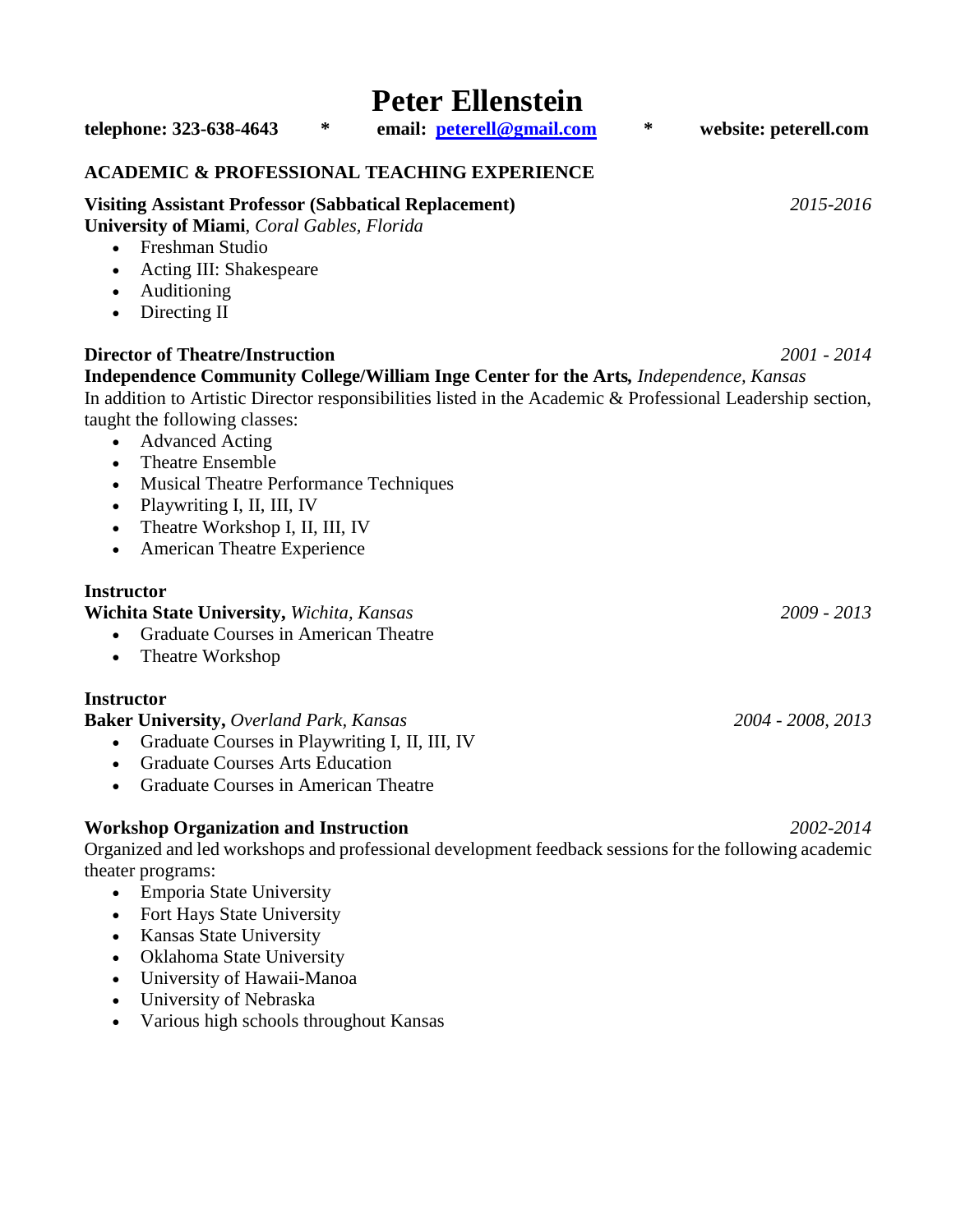# Peter Ellenstein

**telephone: 323-638-4643 * email: [peterell@gmail.com](mailto:peterell@gmail.com) * website: peterell.com**

## ACADEMIC & PROFESSIONAL TEACHING EXPERIENCE

**Visiting Assistant Professor (Sabbatical Replacement)** *2015-2016*
**University of Miami**, *Coral Gables, Florida*

- Freshman Studio
- Acting III: Shakespeare
- Auditioning
- Directing II

**Director of Theatre/Instruction** *2001 - 2014*
**Independence Community College/William Inge Center for the Arts,** *Independence, Kansas*
In addition to Artistic Director responsibilities listed in the Academic & Professional Leadership section, taught the following classes:

- Advanced Acting
- Theatre Ensemble
- Musical Theatre Performance Techniques
- Playwriting I, II, III, IV
- Theatre Workshop I, II, III, IV
- American Theatre Experience

**Instructor**
**Wichita State University,** *Wichita, Kansas* *2009 - 2013*

- Graduate Courses in American Theatre
- Theatre Workshop

**Instructor**
**Baker University,** *Overland Park, Kansas* *2004 - 2008, 2013*

- Graduate Courses in Playwriting I, II, III, IV
- Graduate Courses Arts Education
- Graduate Courses in American Theatre

**Workshop Organization and Instruction** *2002-2014*
Organized and led workshops and professional development feedback sessions for the following academic theater programs:

- Emporia State University
- Fort Hays State University
- Kansas State University
- Oklahoma State University
- University of Hawaii-Manoa
- University of Nebraska
- Various high schools throughout Kansas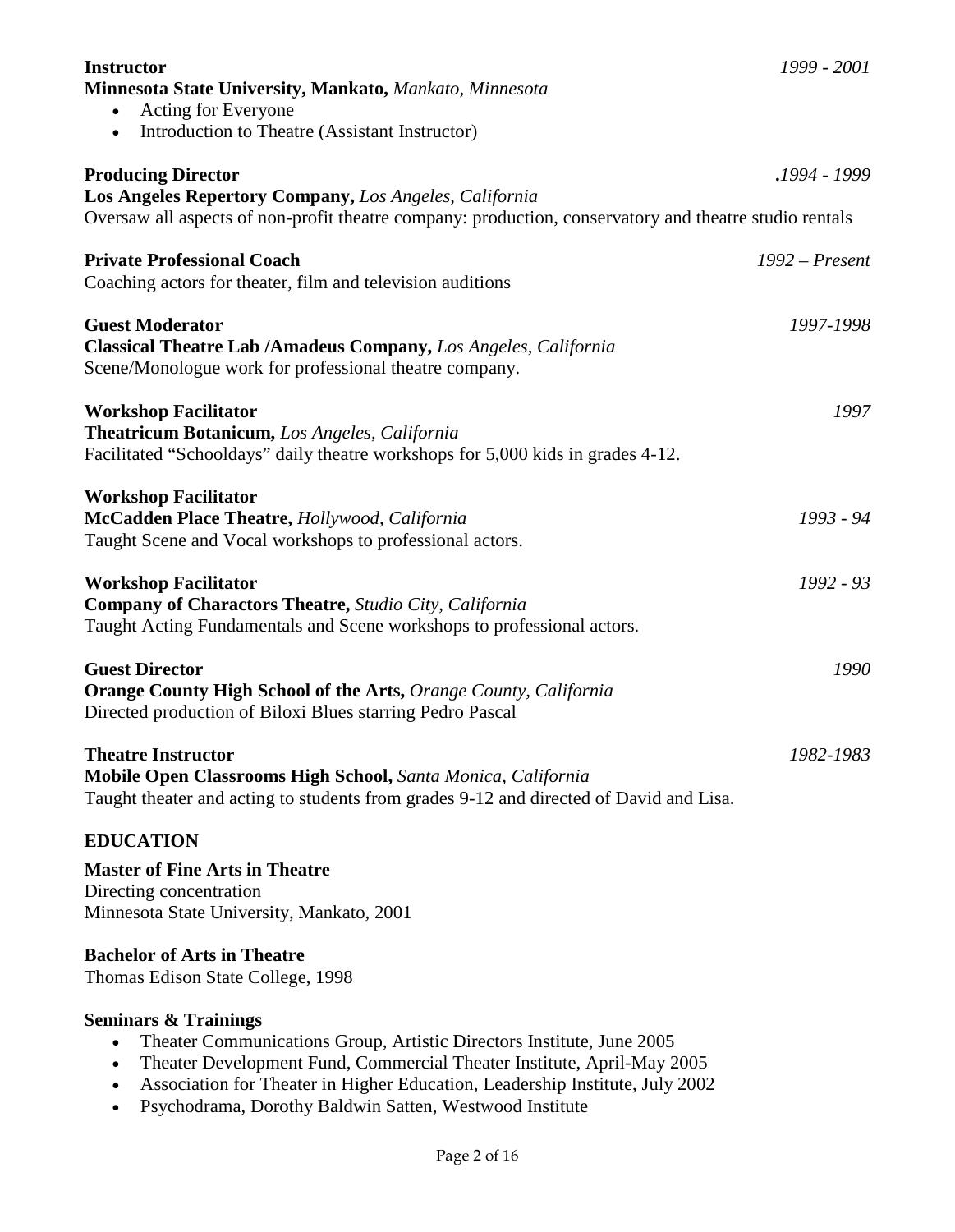**Instructor** *1999 - 2001*
**Minnesota State University, Mankato,** *Mankato, Minnesota*

- Acting for Everyone
- Introduction to Theatre (Assistant Instructor)

**Producing Director** *.1994 - 1999*
**Los Angeles Repertory Company,** *Los Angeles, California*
Oversaw all aspects of non-profit theatre company: production, conservatory and theatre studio rentals

**Private Professional Coach** *1992 – Present*
Coaching actors for theater, film and television auditions

**Guest Moderator** *1997-1998*
**Classical Theatre Lab /Amadeus Company,** *Los Angeles, California*
Scene/Monologue work for professional theatre company.

**Workshop Facilitator** *1997*
**Theatricum Botanicum,** *Los Angeles, California*
Facilitated "Schooldays" daily theatre workshops for 5,000 kids in grades 4-12.

**Workshop Facilitator**
**McCadden Place Theatre,** *Hollywood, California* *1993 - 94*
Taught Scene and Vocal workshops to professional actors.

**Workshop Facilitator** *1992 - 93*
**Company of Charactors Theatre,** *Studio City, California*
Taught Acting Fundamentals and Scene workshops to professional actors.

**Guest Director** *1990*
**Orange County High School of the Arts,** *Orange County, California*
Directed production of Biloxi Blues starring Pedro Pascal

**Theatre Instructor** *1982-1983*
**Mobile Open Classrooms High School,** *Santa Monica, California*
Taught theater and acting to students from grades 9-12 and directed of David and Lisa.

## EDUCATION

**Master of Fine Arts in Theatre**
Directing concentration
Minnesota State University, Mankato, 2001

**Bachelor of Arts in Theatre**
Thomas Edison State College, 1998

**Seminars & Trainings**

- Theater Communications Group, Artistic Directors Institute, June 2005
- Theater Development Fund, Commercial Theater Institute, April-May 2005
- Association for Theater in Higher Education, Leadership Institute, July 2002
- Psychodrama, Dorothy Baldwin Satten, Westwood Institute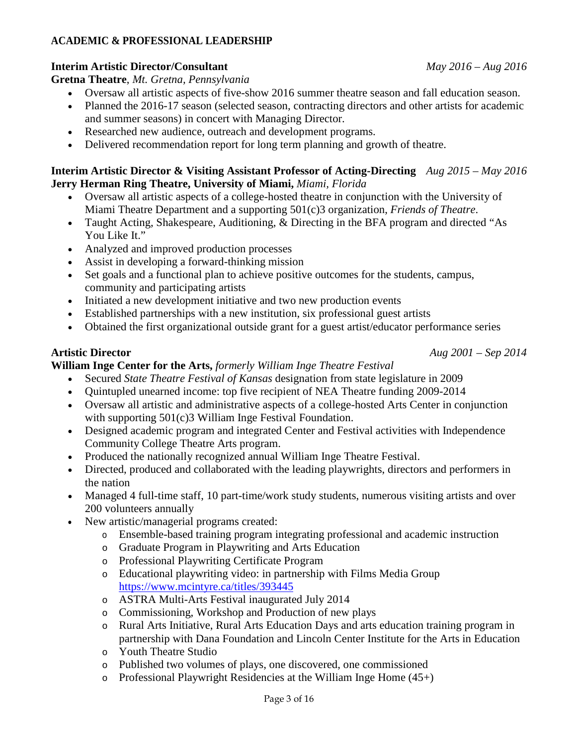## ACADEMIC & PROFESSIONAL LEADERSHIP

**Interim Artistic Director/Consultant** *May 2016 – Aug 2016*
**Gretna Theatre**, *Mt. Gretna, Pennsylvania*

- Oversaw all artistic aspects of five-show 2016 summer theatre season and fall education season.
- Planned the 2016-17 season (selected season, contracting directors and other artists for academic and summer seasons) in concert with Managing Director.
- Researched new audience, outreach and development programs.
- Delivered recommendation report for long term planning and growth of theatre.

**Interim Artistic Director & Visiting Assistant Professor of Acting-Directing** *Aug 2015 – May 2016*
**Jerry Herman Ring Theatre, University of Miami,** *Miami, Florida*

- Oversaw all artistic aspects of a college-hosted theatre in conjunction with the University of Miami Theatre Department and a supporting 501(c)3 organization, *Friends of Theatre*.
- Taught Acting, Shakespeare, Auditioning, & Directing in the BFA program and directed "As You Like It."
- Analyzed and improved production processes
- Assist in developing a forward-thinking mission
- Set goals and a functional plan to achieve positive outcomes for the students, campus, community and participating artists
- Initiated a new development initiative and two new production events
- Established partnerships with a new institution, six professional guest artists
- Obtained the first organizational outside grant for a guest artist/educator performance series

**Artistic Director** *Aug 2001 – Sep 2014*
**William Inge Center for the Arts,** *formerly William Inge Theatre Festival*

- Secured *State Theatre Festival of Kansas* designation from state legislature in 2009
- Quintupled unearned income: top five recipient of NEA Theatre funding 2009-2014
- Oversaw all artistic and administrative aspects of a college-hosted Arts Center in conjunction with supporting 501(c)3 William Inge Festival Foundation.
- Designed academic program and integrated Center and Festival activities with Independence Community College Theatre Arts program.
- Produced the nationally recognized annual William Inge Theatre Festival.
- Directed, produced and collaborated with the leading playwrights, directors and performers in the nation
- Managed 4 full-time staff, 10 part-time/work study students, numerous visiting artists and over 200 volunteers annually
- New artistic/managerial programs created:
    - Ensemble-based training program integrating professional and academic instruction
    - Graduate Program in Playwriting and Arts Education
    - Professional Playwriting Certificate Program
    - Educational playwriting video: in partnership with Films Media Group https://www.mcintyre.ca/titles/393445
    - ASTRA Multi-Arts Festival inaugurated July 2014
    - Commissioning, Workshop and Production of new plays
    - Rural Arts Initiative, Rural Arts Education Days and arts education training program in partnership with Dana Foundation and Lincoln Center Institute for the Arts in Education
    - Youth Theatre Studio
    - Published two volumes of plays, one discovered, one commissioned
    - Professional Playwright Residencies at the William Inge Home (45+)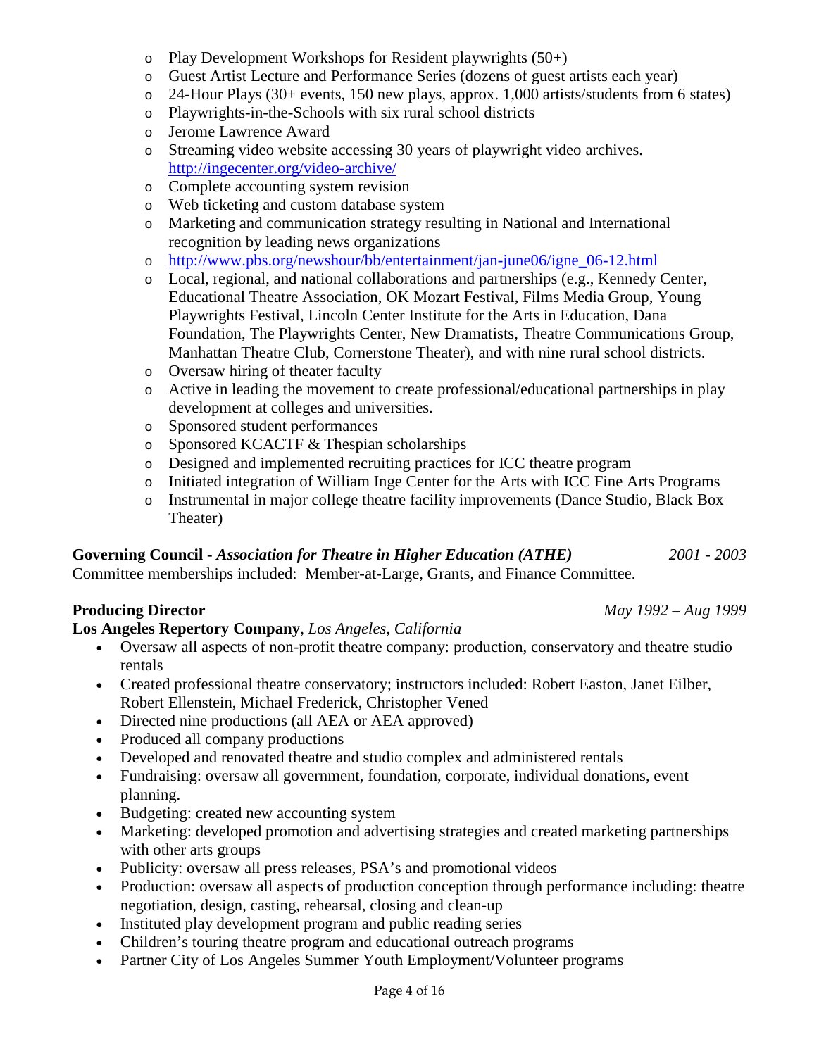- Play Development Workshops for Resident playwrights (50+)
- Guest Artist Lecture and Performance Series (dozens of guest artists each year)
- 24-Hour Plays (30+ events, 150 new plays, approx. 1,000 artists/students from 6 states)
- Playwrights-in-the-Schools with six rural school districts
- Jerome Lawrence Award
- Streaming video website accessing 30 years of playwright video archives. http://ingecenter.org/video-archive/
- Complete accounting system revision
- Web ticketing and custom database system
- Marketing and communication strategy resulting in National and International recognition by leading news organizations
- http://www.pbs.org/newshour/bb/entertainment/jan-june06/igne_06-12.html
- Local, regional, and national collaborations and partnerships (e.g., Kennedy Center, Educational Theatre Association, OK Mozart Festival, Films Media Group, Young Playwrights Festival, Lincoln Center Institute for the Arts in Education, Dana Foundation, The Playwrights Center, New Dramatists, Theatre Communications Group, Manhattan Theatre Club, Cornerstone Theater), and with nine rural school districts.
- Oversaw hiring of theater faculty
- Active in leading the movement to create professional/educational partnerships in play development at colleges and universities.
- Sponsored student performances
- Sponsored KCACTF & Thespian scholarships
- Designed and implemented recruiting practices for ICC theatre program
- Initiated integration of William Inge Center for the Arts with ICC Fine Arts Programs
- Instrumental in major college theatre facility improvements (Dance Studio, Black Box Theater)

**Governing Council -** ***Association for Theatre in Higher Education (ATHE)*** *2001 - 2003*

Committee memberships included: Member-at-Large, Grants, and Finance Committee.

**Producing Director** *May 1992 – Aug 1999*

**Los Angeles Repertory Company**, *Los Angeles, California*

- Oversaw all aspects of non-profit theatre company: production, conservatory and theatre studio rentals
- Created professional theatre conservatory; instructors included: Robert Easton, Janet Eilber, Robert Ellenstein, Michael Frederick, Christopher Vened
- Directed nine productions (all AEA or AEA approved)
- Produced all company productions
- Developed and renovated theatre and studio complex and administered rentals
- Fundraising: oversaw all government, foundation, corporate, individual donations, event planning.
- Budgeting: created new accounting system
- Marketing: developed promotion and advertising strategies and created marketing partnerships with other arts groups
- Publicity: oversaw all press releases, PSA's and promotional videos
- Production: oversaw all aspects of production conception through performance including: theatre negotiation, design, casting, rehearsal, closing and clean-up
- Instituted play development program and public reading series
- Children's touring theatre program and educational outreach programs
- Partner City of Los Angeles Summer Youth Employment/Volunteer programs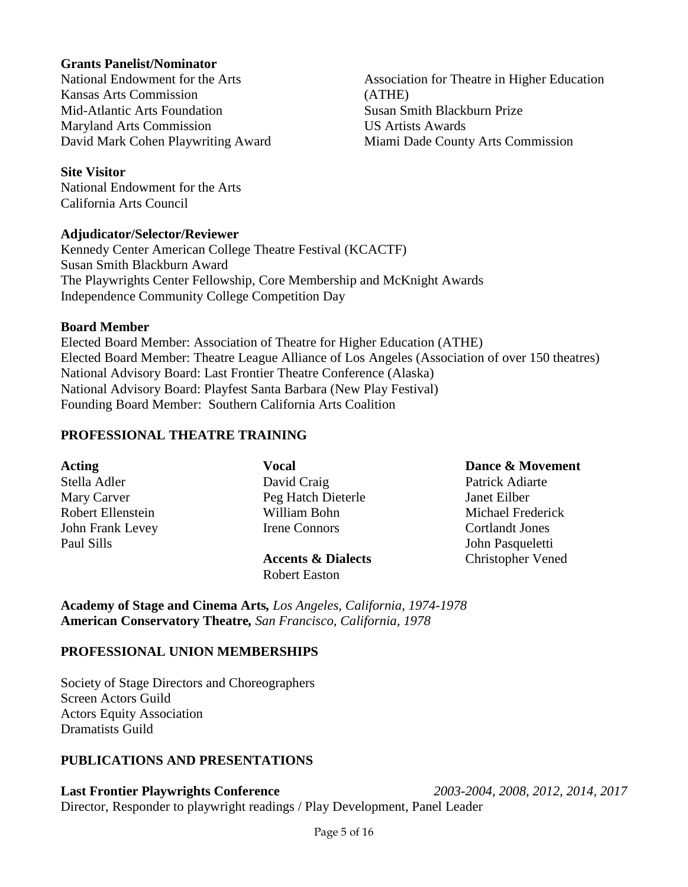**Grants Panelist/Nominator**

National Endowment for the Arts
Kansas Arts Commission
Mid-Atlantic Arts Foundation
Maryland Arts Commission
David Mark Cohen Playwriting Award
Association for Theatre in Higher Education (ATHE)
Susan Smith Blackburn Prize
US Artists Awards
Miami Dade County Arts Commission

**Site Visitor**

National Endowment for the Arts
California Arts Council

**Adjudicator/Selector/Reviewer**

Kennedy Center American College Theatre Festival (KCACTF)
Susan Smith Blackburn Award
The Playwrights Center Fellowship, Core Membership and McKnight Awards
Independence Community College Competition Day

**Board Member**

Elected Board Member: Association of Theatre for Higher Education (ATHE)
Elected Board Member: Theatre League Alliance of Los Angeles (Association of over 150 theatres)
National Advisory Board: Last Frontier Theatre Conference (Alaska)
National Advisory Board: Playfest Santa Barbara (New Play Festival)
Founding Board Member: Southern California Arts Coalition

## PROFESSIONAL THEATRE TRAINING

**Acting**

Stella Adler
Mary Carver
Robert Ellenstein
John Frank Levey
Paul Sills

**Vocal**

David Craig
Peg Hatch Dieterle
William Bohn
Irene Connors

**Accents & Dialects**

Robert Easton

**Dance & Movement**

Patrick Adiarte
Janet Eilber
Michael Frederick
Cortlandt Jones
John Pasqueletti
Christopher Vened

**Academy of Stage and Cinema Arts,** *Los Angeles, California, 1974-1978*
**American Conservatory Theatre,** *San Francisco, California, 1978*

## PROFESSIONAL UNION MEMBERSHIPS

Society of Stage Directors and Choreographers
Screen Actors Guild
Actors Equity Association
Dramatists Guild

## PUBLICATIONS AND PRESENTATIONS

**Last Frontier Playwrights Conference** *2003-2004, 2008, 2012, 2014, 2017*
Director, Responder to playwright readings / Play Development, Panel Leader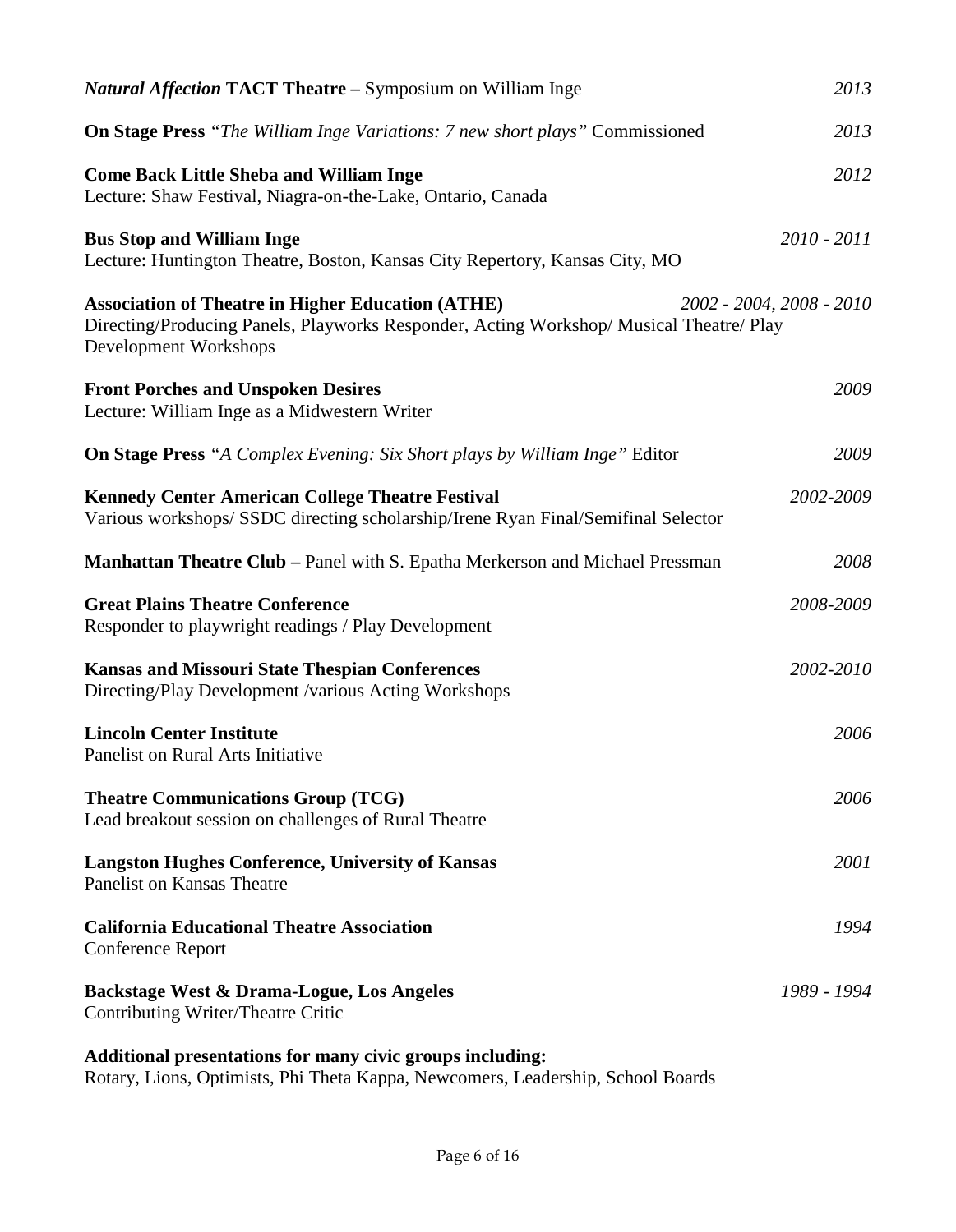***Natural Affection* TACT Theatre –** Symposium on William Inge *2013*

**On Stage Press** *"The William Inge Variations: 7 new short plays"* Commissioned *2013*

**Come Back Little Sheba and William Inge** *2012*
Lecture: Shaw Festival, Niagra-on-the-Lake, Ontario, Canada

**Bus Stop and William Inge** *2010 - 2011*
Lecture: Huntington Theatre, Boston, Kansas City Repertory, Kansas City, MO

**Association of Theatre in Higher Education (ATHE)** *2002 - 2004, 2008 - 2010*
Directing/Producing Panels, Playworks Responder, Acting Workshop/ Musical Theatre/ Play Development Workshops

**Front Porches and Unspoken Desires** *2009*
Lecture: William Inge as a Midwestern Writer

**On Stage Press** *"A Complex Evening: Six Short plays by William Inge"* Editor *2009*

**Kennedy Center American College Theatre Festival** *2002-2009*
Various workshops/ SSDC directing scholarship/Irene Ryan Final/Semifinal Selector

**Manhattan Theatre Club –** Panel with S. Epatha Merkerson and Michael Pressman *2008*

**Great Plains Theatre Conference** *2008-2009*
Responder to playwright readings / Play Development

**Kansas and Missouri State Thespian Conferences** *2002-2010*
Directing/Play Development /various Acting Workshops

**Lincoln Center Institute** *2006*
Panelist on Rural Arts Initiative

**Theatre Communications Group (TCG)** *2006*
Lead breakout session on challenges of Rural Theatre

**Langston Hughes Conference, University of Kansas** *2001*
Panelist on Kansas Theatre

**California Educational Theatre Association** *1994*
Conference Report

**Backstage West & Drama-Logue, Los Angeles** *1989 - 1994*
Contributing Writer/Theatre Critic

**Additional presentations for many civic groups including:**
Rotary, Lions, Optimists, Phi Theta Kappa, Newcomers, Leadership, School Boards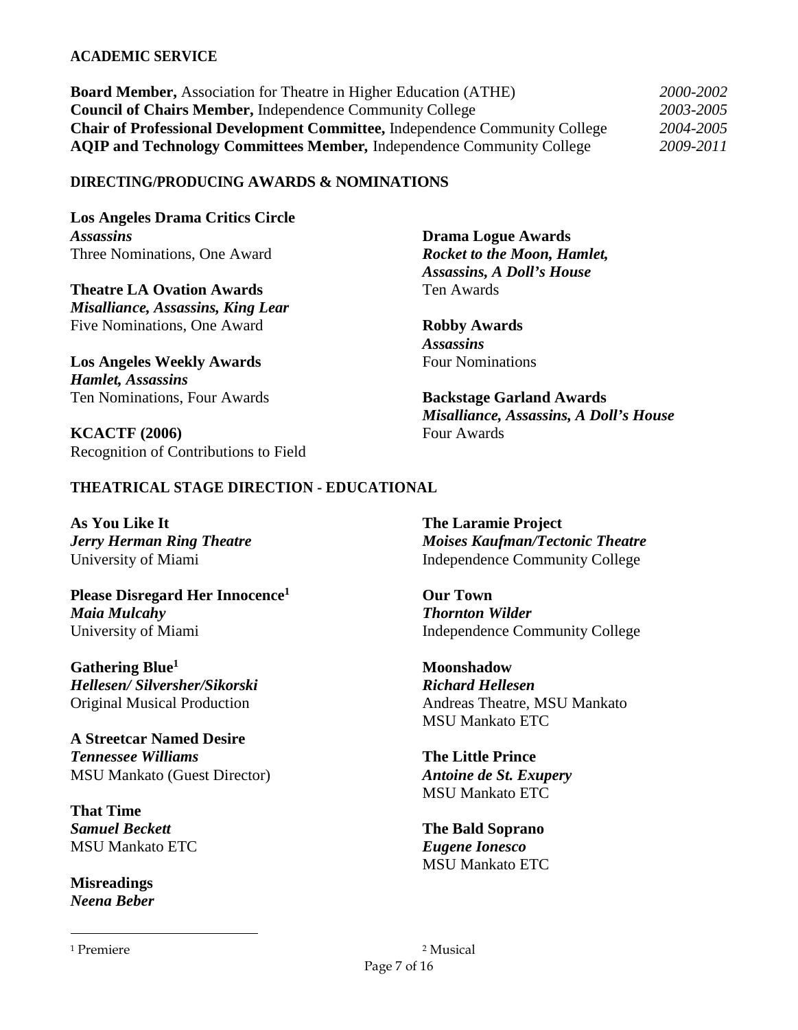## ACADEMIC SERVICE

**Board Member,** Association for Theatre in Higher Education (ATHE) *2000-2002*
**Council of Chairs Member,** Independence Community College *2003-2005*
**Chair of Professional Development Committee,** Independence Community College *2004-2005*
**AQIP and Technology Committees Member,** Independence Community College *2009-2011*

## DIRECTING/PRODUCING AWARDS & NOMINATIONS

**Los Angeles Drama Critics Circle**
***Assassins***
Three Nominations, One Award

**Theatre LA Ovation Awards**
***Misalliance, Assassins, King Lear***
Five Nominations, One Award

**Los Angeles Weekly Awards**
***Hamlet, Assassins***
Ten Nominations, Four Awards

**KCACTF (2006)**
Recognition of Contributions to Field

**Drama Logue Awards**
***Rocket to the Moon, Hamlet, Assassins, A Doll's House***
Ten Awards

**Robby Awards**
***Assassins***
Four Nominations

**Backstage Garland Awards**
***Misalliance, Assassins, A Doll's House***
Four Awards

## THEATRICAL STAGE DIRECTION - EDUCATIONAL

**As You Like It**
***Jerry Herman Ring Theatre***
University of Miami

**Please Disregard Her Innocence**[1]
***Maia Mulcahy***
University of Miami

**Gathering Blue**[1]
***Hellesen/ Silversher/Sikorski***
Original Musical Production

**A Streetcar Named Desire**
***Tennessee Williams***
MSU Mankato (Guest Director)

**That Time**
***Samuel Beckett***
MSU Mankato ETC

**Misreadings**
***Neena Beber***

**The Laramie Project**
***Moises Kaufman/Tectonic Theatre***
Independence Community College

**Our Town**
***Thornton Wilder***
Independence Community College

**Moonshadow**
***Richard Hellesen***
Andreas Theatre, MSU Mankato
MSU Mankato ETC

**The Little Prince**
***Antoine de St. Exupery***
MSU Mankato ETC

**The Bald Soprano**
***Eugene Ionesco***
MSU Mankato ETC

[1] Premiere [2] Musical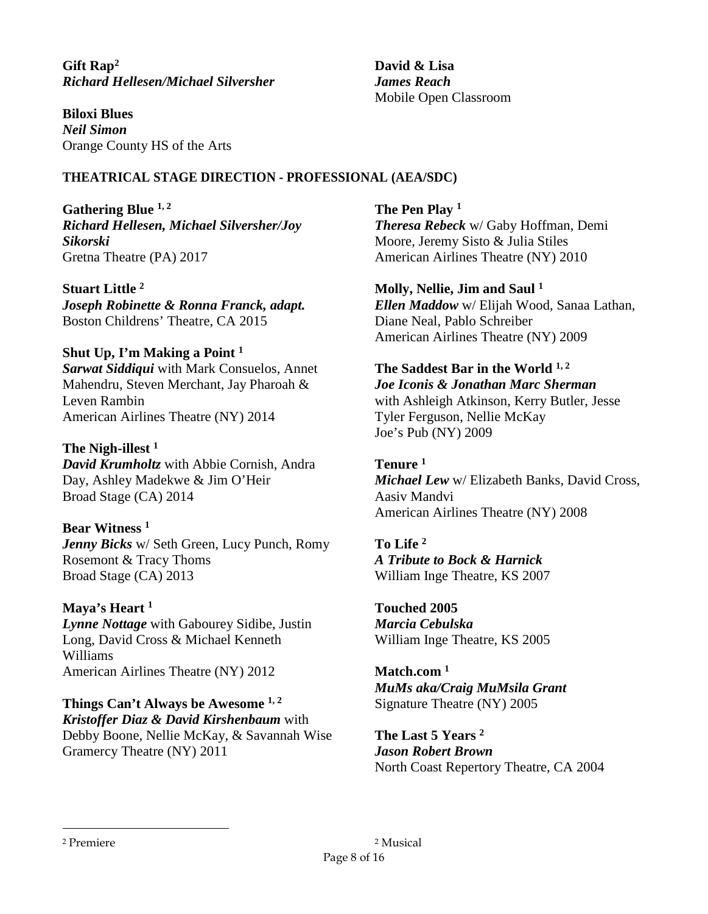**Gift Rap**[2]
***Richard Hellesen/Michael Silversher***

**Biloxi Blues**
***Neil Simon***
Orange County HS of the Arts

**David & Lisa**
***James Reach***
Mobile Open Classroom

**THEATRICAL STAGE DIRECTION - PROFESSIONAL (AEA/SDC)**

**Gathering Blue** [1, 2]
***Richard Hellesen, Michael Silversher/Joy Sikorski***
Gretna Theatre (PA) 2017

**Stuart Little** [2]
***Joseph Robinette & Ronna Franck, adapt.***
Boston Childrens' Theatre, CA 2015

**Shut Up, I'm Making a Point** [1]
***Sarwat Siddiqui*** with Mark Consuelos, Annet Mahendru, Steven Merchant, Jay Pharoah & Leven Rambin
American Airlines Theatre (NY) 2014

**The Nigh-illest** [1]
***David Krumholtz*** with Abbie Cornish, Andra Day, Ashley Madekwe & Jim O'Heir
Broad Stage (CA) 2014

**Bear Witness** [1]
***Jenny Bicks*** w/ Seth Green, Lucy Punch, Romy Rosemont & Tracy Thoms
Broad Stage (CA) 2013

**Maya's Heart** [1]
***Lynne Nottage*** with Gabourey Sidibe, Justin Long, David Cross & Michael Kenneth Williams
American Airlines Theatre (NY) 2012

**Things Can't Always be Awesome** [1, 2]
***Kristoffer Diaz & David Kirshenbaum*** with Debby Boone, Nellie McKay, & Savannah Wise
Gramercy Theatre (NY) 2011

**The Pen Play** [1]
***Theresa Rebeck*** w/ Gaby Hoffman, Demi Moore, Jeremy Sisto & Julia Stiles
American Airlines Theatre (NY) 2010

**Molly, Nellie, Jim and Saul** [1]
***Ellen Maddow*** w/ Elijah Wood, Sanaa Lathan, Diane Neal, Pablo Schreiber
American Airlines Theatre (NY) 2009

**The Saddest Bar in the World** [1, 2]
***Joe Iconis & Jonathan Marc Sherman***
with Ashleigh Atkinson, Kerry Butler, Jesse Tyler Ferguson, Nellie McKay
Joe's Pub (NY) 2009

**Tenure** [1]
***Michael Lew*** w/ Elizabeth Banks, David Cross, Aasiv Mandvi
American Airlines Theatre (NY) 2008

**To Life** [2]
***A Tribute to Bock & Harnick***
William Inge Theatre, KS 2007

**Touched 2005**
***Marcia Cebulska***
William Inge Theatre, KS 2005

**Match.com** [1]
***MuMs aka/Craig MuMsila Grant***
Signature Theatre (NY) 2005

**The Last 5 Years** [2]
***Jason Robert Brown***
North Coast Repertory Theatre, CA 2004

---

[2] Premiere

[2] Musical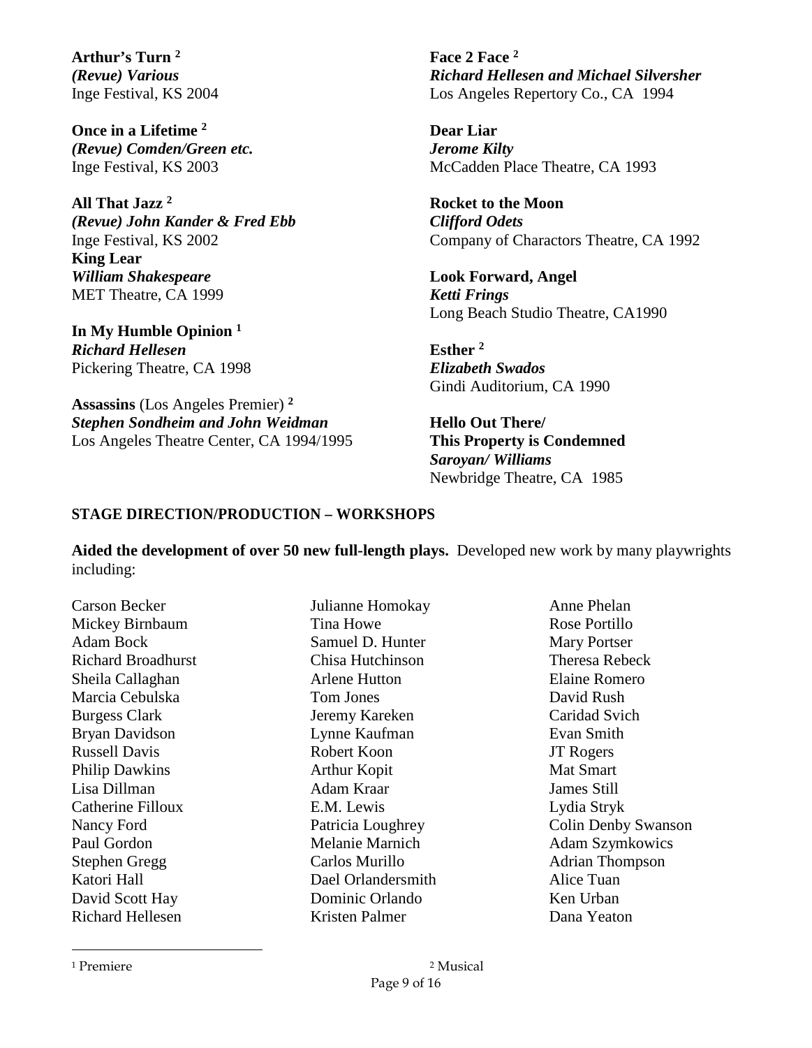**Arthur's Turn** [2]
***(Revue) Various***
Inge Festival, KS 2004

**Once in a Lifetime** [2]
***(Revue) Comden/Green etc.***
Inge Festival, KS 2003

**All That Jazz** [2]
***(Revue) John Kander & Fred Ebb***
Inge Festival, KS 2002

**King Lear**
***William Shakespeare***
MET Theatre, CA 1999

**In My Humble Opinion** [1]
***Richard Hellesen***
Pickering Theatre, CA 1998

**Assassins** (Los Angeles Premier) [2]
***Stephen Sondheim and John Weidman***
Los Angeles Theatre Center, CA 1994/1995

**Face 2 Face** [2]
***Richard Hellesen and Michael Silversher***
Los Angeles Repertory Co., CA 1994

**Dear Liar**
***Jerome Kilty***
McCadden Place Theatre, CA 1993

**Rocket to the Moon**
***Clifford Odets***
Company of Charactors Theatre, CA 1992

**Look Forward, Angel**
***Ketti Frings***
Long Beach Studio Theatre, CA1990

**Esther** [2]
***Elizabeth Swados***
Gindi Auditorium, CA 1990

**Hello Out There/**
**This Property is Condemned**
***Saroyan/ Williams***
Newbridge Theatre, CA 1985

## STAGE DIRECTION/PRODUCTION – WORKSHOPS

**Aided the development of over 50 new full-length plays.** Developed new work by many playwrights including:

Carson Becker
Mickey Birnbaum
Adam Bock
Richard Broadhurst
Sheila Callaghan
Marcia Cebulska
Burgess Clark
Bryan Davidson
Russell Davis
Philip Dawkins
Lisa Dillman
Catherine Filloux
Nancy Ford
Paul Gordon
Stephen Gregg
Katori Hall
David Scott Hay
Richard Hellesen
Julianne Homokay
Tina Howe
Samuel D. Hunter
Chisa Hutchinson
Arlene Hutton
Tom Jones
Jeremy Kareken
Lynne Kaufman
Robert Koon
Arthur Kopit
Adam Kraar
E.M. Lewis
Patricia Loughrey
Melanie Marnich
Carlos Murillo
Dael Orlandersmith
Dominic Orlando
Kristen Palmer
Anne Phelan
Rose Portillo
Mary Portser
Theresa Rebeck
Elaine Romero
David Rush
Caridad Svich
Evan Smith
JT Rogers
Mat Smart
James Still
Lydia Stryk
Colin Denby Swanson
Adam Szymkowics
Adrian Thompson
Alice Tuan
Ken Urban
Dana Yeaton

---

[1] Premiere [2] Musical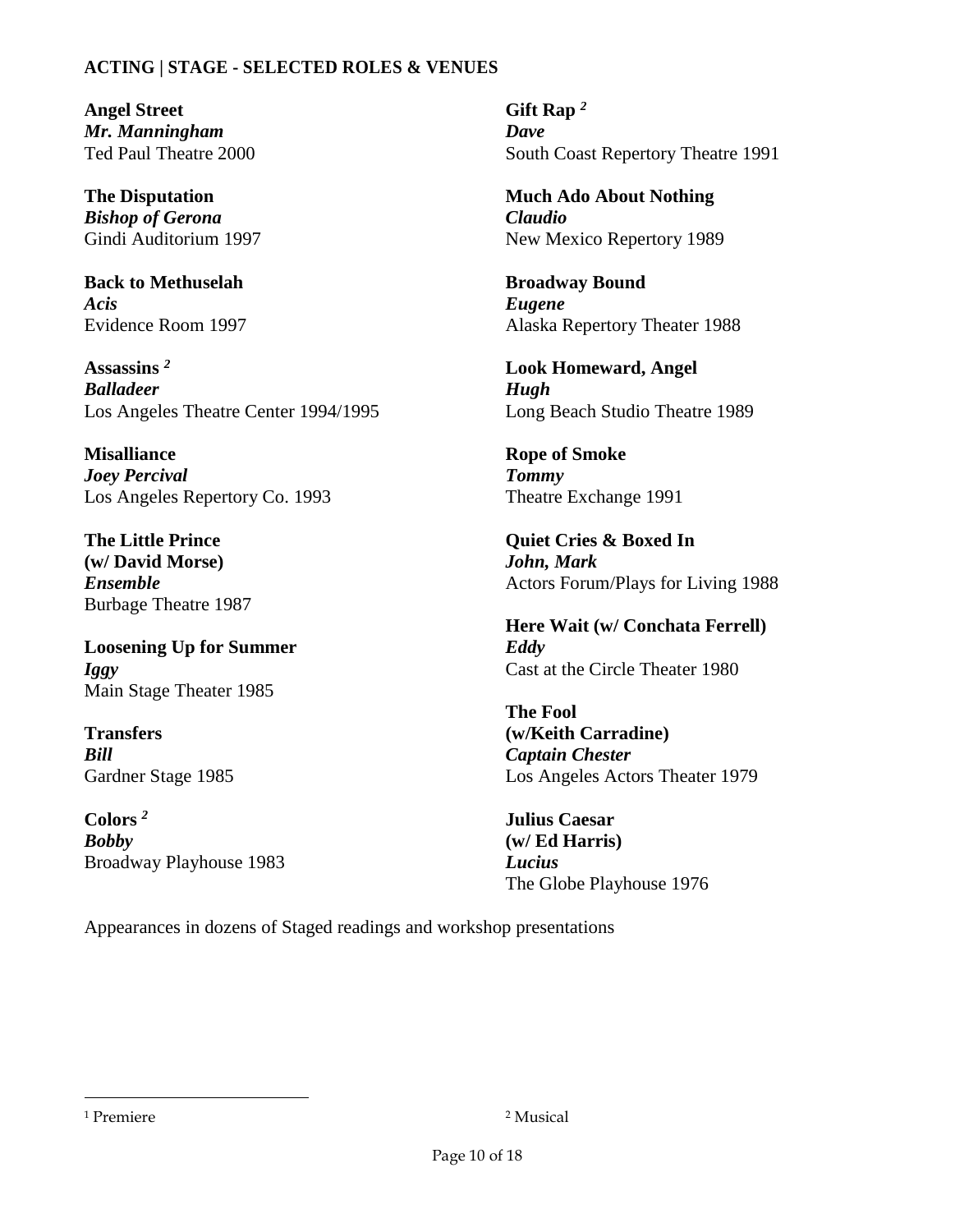**ACTING | STAGE - SELECTED ROLES & VENUES**

**Angel Street**
***Mr. Manningham***
Ted Paul Theatre 2000

**The Disputation**
***Bishop of Gerona***
Gindi Auditorium 1997

**Back to Methuselah**
***Acis***
Evidence Room 1997

**Assassins** [2]
***Balladeer***
Los Angeles Theatre Center 1994/1995

**Misalliance**
***Joey Percival***
Los Angeles Repertory Co. 1993

**The Little Prince**
**(w/ David Morse)**
***Ensemble***
Burbage Theatre 1987

**Loosening Up for Summer**
***Iggy***
Main Stage Theater 1985

**Transfers**
***Bill***
Gardner Stage 1985

**Colors** [2]
***Bobby***
Broadway Playhouse 1983

**Gift Rap** [2]
***Dave***
South Coast Repertory Theatre 1991

**Much Ado About Nothing**
***Claudio***
New Mexico Repertory 1989

**Broadway Bound**
***Eugene***
Alaska Repertory Theater 1988

**Look Homeward, Angel**
***Hugh***
Long Beach Studio Theatre 1989

**Rope of Smoke**
***Tommy***
Theatre Exchange 1991

**Quiet Cries & Boxed In**
***John, Mark***
Actors Forum/Plays for Living 1988

**Here Wait (w/ Conchata Ferrell)**
***Eddy***
Cast at the Circle Theater 1980

**The Fool**
**(w/Keith Carradine)**
***Captain Chester***
Los Angeles Actors Theater 1979

**Julius Caesar**
**(w/ Ed Harris)**
***Lucius***
The Globe Playhouse 1976

Appearances in dozens of Staged readings and workshop presentations

[1] Premiere

[2] Musical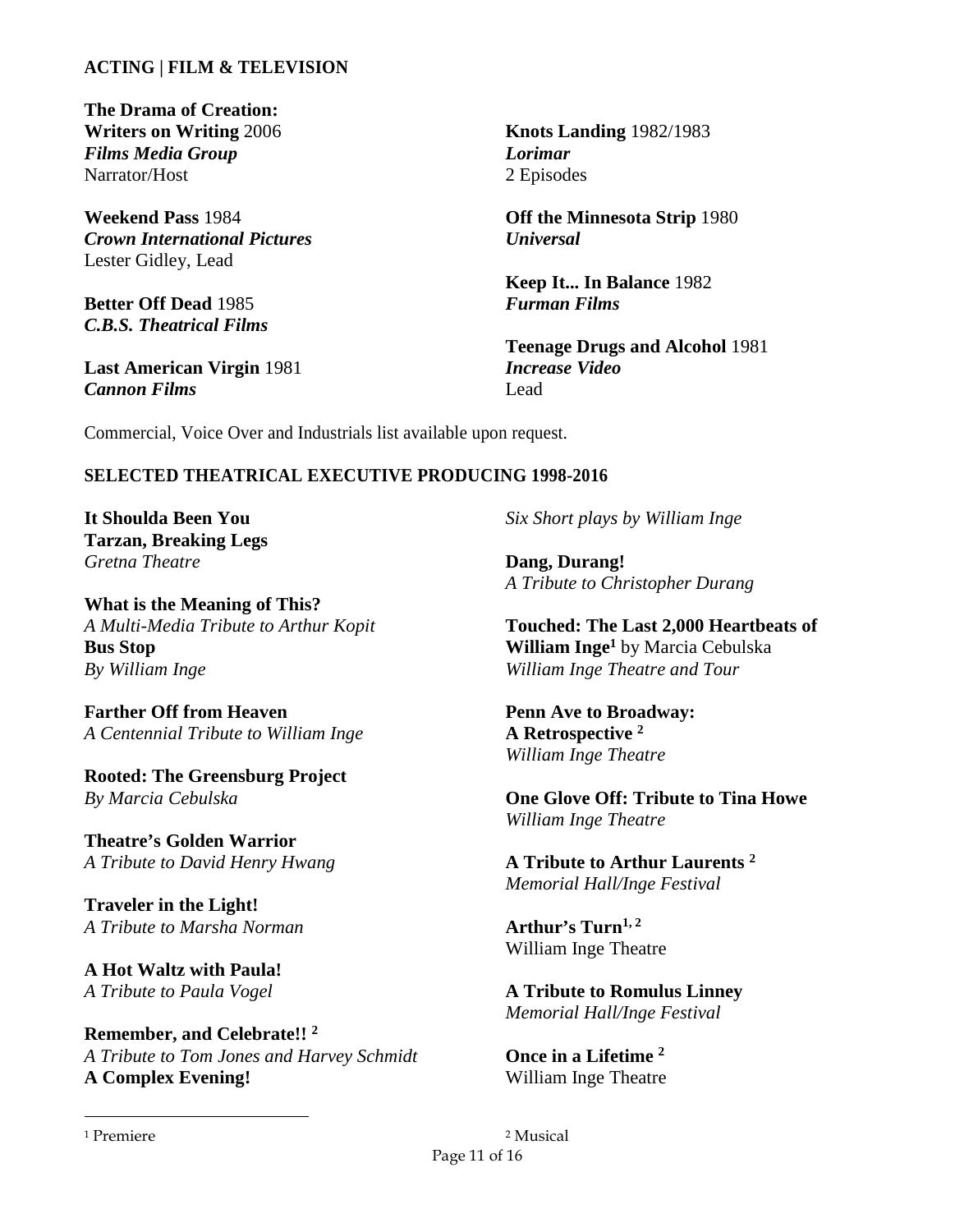**ACTING | FILM & TELEVISION**

**The Drama of Creation: Writers on Writing** 2006
***Films Media Group***
Narrator/Host

**Weekend Pass** 1984
***Crown International Pictures***
Lester Gidley, Lead

**Better Off Dead** 1985
***C.B.S. Theatrical Films***

**Last American Virgin** 1981
***Cannon Films***

**Knots Landing** 1982/1983
***Lorimar***
2 Episodes

**Off the Minnesota Strip** 1980
***Universal***

**Keep It... In Balance** 1982
***Furman Films***

**Teenage Drugs and Alcohol** 1981
***Increase Video***
Lead

Commercial, Voice Over and Industrials list available upon request.

**SELECTED THEATRICAL EXECUTIVE PRODUCING 1998-2016**

**It Shoulda Been You**
**Tarzan, Breaking Legs**
*Gretna Theatre*

**What is the Meaning of This?**
*A Multi-Media Tribute to Arthur Kopit*
**Bus Stop**
*By William Inge*

**Farther Off from Heaven**
*A Centennial Tribute to William Inge*

**Rooted: The Greensburg Project**
*By Marcia Cebulska*

**Theatre's Golden Warrior**
*A Tribute to David Henry Hwang*

**Traveler in the Light!**
*A Tribute to Marsha Norman*

**A Hot Waltz with Paula!**
*A Tribute to Paula Vogel*

**Remember, and Celebrate!!** [2]
*A Tribute to Tom Jones and Harvey Schmidt*
**A Complex Evening!**
*Six Short plays by William Inge*

**Dang, Durang!**
*A Tribute to Christopher Durang*

**Touched: The Last 2,000 Heartbeats of William Inge**[1] by Marcia Cebulska
*William Inge Theatre and Tour*

**Penn Ave to Broadway: A Retrospective** [2]
*William Inge Theatre*

**One Glove Off: Tribute to Tina Howe**
*William Inge Theatre*

**A Tribute to Arthur Laurents** [2]
*Memorial Hall/Inge Festival*

**Arthur's Turn**[1, 2]
William Inge Theatre

**A Tribute to Romulus Linney**
*Memorial Hall/Inge Festival*

**Once in a Lifetime** [2]
William Inge Theatre

[1] Premiere
[2] Musical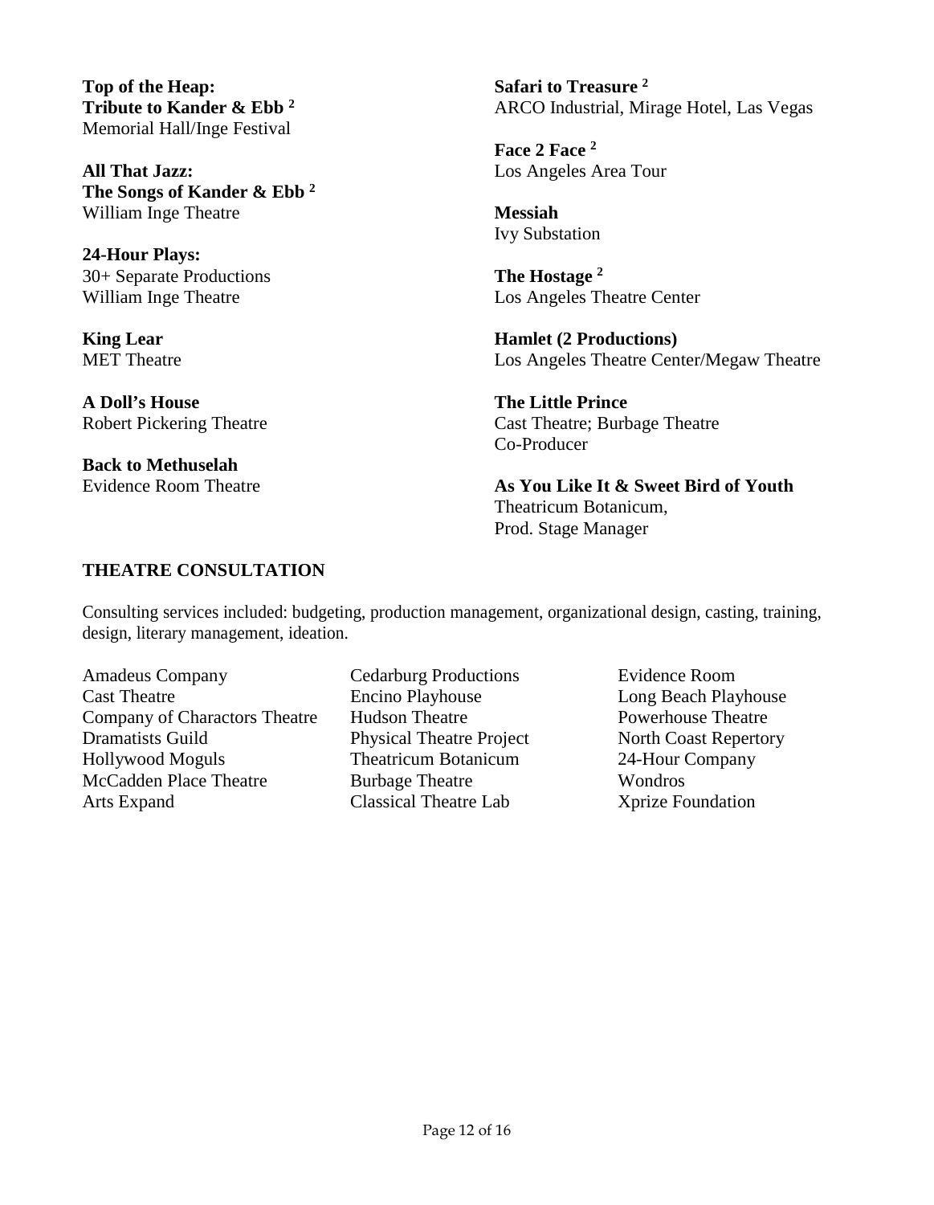**Top of the Heap:**
**Tribute to Kander & Ebb** [2]
Memorial Hall/Inge Festival

**All That Jazz:**
**The Songs of Kander & Ebb** [2]
William Inge Theatre

**24-Hour Plays:**
30+ Separate Productions
William Inge Theatre

**King Lear**
MET Theatre

**A Doll's House**
Robert Pickering Theatre

**Back to Methuselah**
Evidence Room Theatre

**Safari to Treasure** [2]
ARCO Industrial, Mirage Hotel, Las Vegas

**Face 2 Face** [2]
Los Angeles Area Tour

**Messiah**
Ivy Substation

**The Hostage** [2]
Los Angeles Theatre Center

**Hamlet (2 Productions)**
Los Angeles Theatre Center/Megaw Theatre

**The Little Prince**
Cast Theatre; Burbage Theatre
Co-Producer

**As You Like It & Sweet Bird of Youth**
Theatricum Botanicum,
Prod. Stage Manager

## THEATRE CONSULTATION

Consulting services included: budgeting, production management, organizational design, casting, training, design, literary management, ideation.

Amadeus Company
Cast Theatre
Company of Charactors Theatre
Dramatists Guild
Hollywood Moguls
McCadden Place Theatre
Arts Expand
Cedarburg Productions
Encino Playhouse
Hudson Theatre
Physical Theatre Project
Theatricum Botanicum
Burbage Theatre
Classical Theatre Lab
Evidence Room
Long Beach Playhouse
Powerhouse Theatre
North Coast Repertory
24-Hour Company
Wondros
Xprize Foundation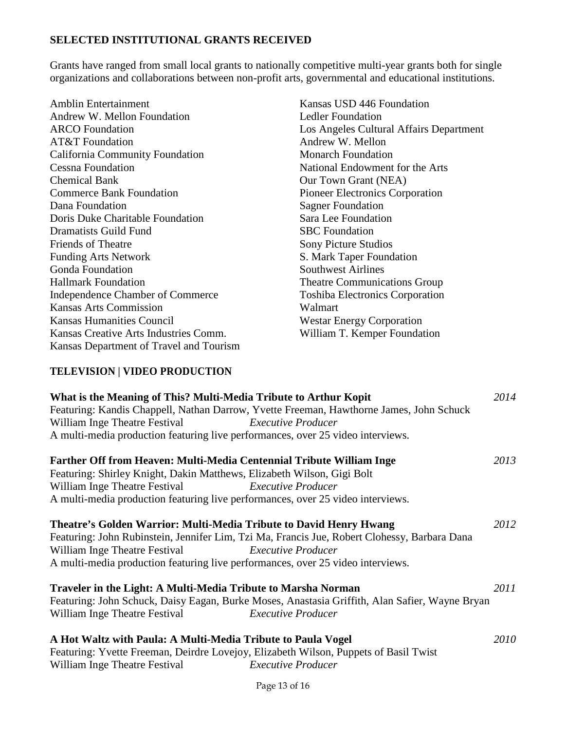## SELECTED INSTITUTIONAL GRANTS RECEIVED

Grants have ranged from small local grants to nationally competitive multi-year grants both for single organizations and collaborations between non-profit arts, governmental and educational institutions.

Amblin Entertainment
Andrew W. Mellon Foundation
ARCO Foundation
AT&T Foundation
California Community Foundation
Cessna Foundation
Chemical Bank
Commerce Bank Foundation
Dana Foundation
Doris Duke Charitable Foundation
Dramatists Guild Fund
Friends of Theatre
Funding Arts Network
Gonda Foundation
Hallmark Foundation
Independence Chamber of Commerce
Kansas Arts Commission
Kansas Humanities Council
Kansas Creative Arts Industries Comm.
Kansas Department of Travel and Tourism
Kansas USD 446 Foundation
Ledler Foundation
Los Angeles Cultural Affairs Department
Andrew W. Mellon
Monarch Foundation
National Endowment for the Arts
Our Town Grant (NEA)
Pioneer Electronics Corporation
Sagner Foundation
Sara Lee Foundation
SBC Foundation
Sony Picture Studios
S. Mark Taper Foundation
Southwest Airlines
Theatre Communications Group
Toshiba Electronics Corporation
Walmart
Westar Energy Corporation
William T. Kemper Foundation

## TELEVISION | VIDEO PRODUCTION

**What is the Meaning of This? Multi-Media Tribute to Arthur Kopit** *2014*
Featuring: Kandis Chappell, Nathan Darrow, Yvette Freeman, Hawthorne James, John Schuck
William Inge Theatre Festival *Executive Producer*
A multi-media production featuring live performances, over 25 video interviews.

**Farther Off from Heaven: Multi-Media Centennial Tribute William Inge** *2013*
Featuring: Shirley Knight, Dakin Matthews, Elizabeth Wilson, Gigi Bolt
William Inge Theatre Festival *Executive Producer*
A multi-media production featuring live performances, over 25 video interviews.

**Theatre's Golden Warrior: Multi-Media Tribute to David Henry Hwang** *2012*
Featuring: John Rubinstein, Jennifer Lim, Tzi Ma, Francis Jue, Robert Clohessy, Barbara Dana
William Inge Theatre Festival *Executive Producer*
A multi-media production featuring live performances, over 25 video interviews.

**Traveler in the Light: A Multi-Media Tribute to Marsha Norman** *2011*
Featuring: John Schuck, Daisy Eagan, Burke Moses, Anastasia Griffith, Alan Safier, Wayne Bryan
William Inge Theatre Festival *Executive Producer*

**A Hot Waltz with Paula: A Multi-Media Tribute to Paula Vogel** *2010*
Featuring: Yvette Freeman, Deirdre Lovejoy, Elizabeth Wilson, Puppets of Basil Twist
William Inge Theatre Festival *Executive Producer*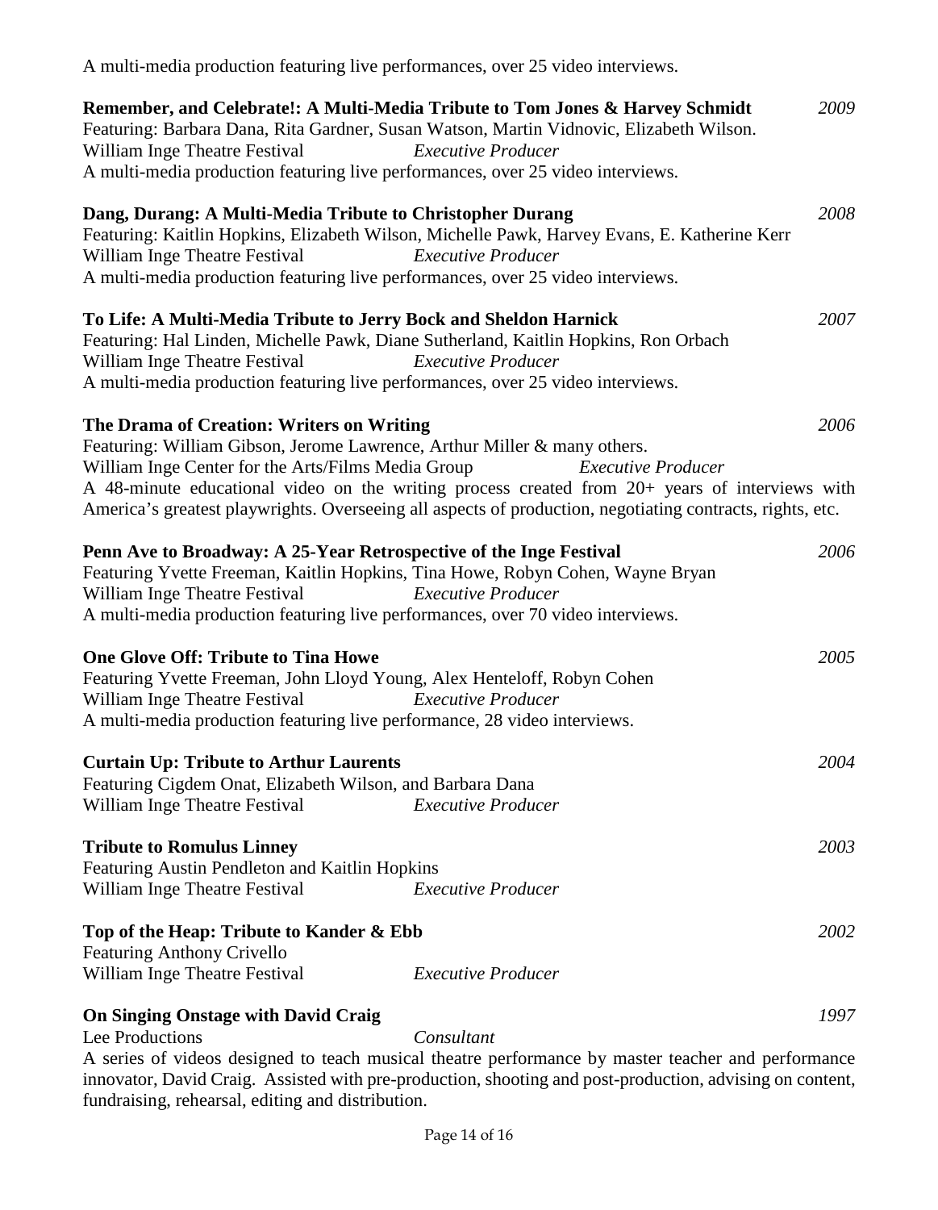A multi-media production featuring live performances, over 25 video interviews.

**Remember, and Celebrate!: A Multi-Media Tribute to Tom Jones & Harvey Schmidt** *2009*
Featuring: Barbara Dana, Rita Gardner, Susan Watson, Martin Vidnovic, Elizabeth Wilson.
William Inge Theatre Festival *Executive Producer*
A multi-media production featuring live performances, over 25 video interviews.

**Dang, Durang: A Multi-Media Tribute to Christopher Durang** *2008*
Featuring: Kaitlin Hopkins, Elizabeth Wilson, Michelle Pawk, Harvey Evans, E. Katherine Kerr
William Inge Theatre Festival *Executive Producer*
A multi-media production featuring live performances, over 25 video interviews.

**To Life: A Multi-Media Tribute to Jerry Bock and Sheldon Harnick** *2007*
Featuring: Hal Linden, Michelle Pawk, Diane Sutherland, Kaitlin Hopkins, Ron Orbach
William Inge Theatre Festival *Executive Producer*
A multi-media production featuring live performances, over 25 video interviews.

**The Drama of Creation: Writers on Writing** *2006*
Featuring: William Gibson, Jerome Lawrence, Arthur Miller & many others.
William Inge Center for the Arts/Films Media Group *Executive Producer*
A 48-minute educational video on the writing process created from 20+ years of interviews with America's greatest playwrights. Overseeing all aspects of production, negotiating contracts, rights, etc.

**Penn Ave to Broadway: A 25-Year Retrospective of the Inge Festival** *2006*
Featuring Yvette Freeman, Kaitlin Hopkins, Tina Howe, Robyn Cohen, Wayne Bryan
William Inge Theatre Festival *Executive Producer*
A multi-media production featuring live performances, over 70 video interviews.

**One Glove Off: Tribute to Tina Howe** *2005*
Featuring Yvette Freeman, John Lloyd Young, Alex Henteloff, Robyn Cohen
William Inge Theatre Festival *Executive Producer*
A multi-media production featuring live performance, 28 video interviews.

**Curtain Up: Tribute to Arthur Laurents** *2004*
Featuring Cigdem Onat, Elizabeth Wilson, and Barbara Dana
William Inge Theatre Festival *Executive Producer*

**Tribute to Romulus Linney** *2003*
Featuring Austin Pendleton and Kaitlin Hopkins
William Inge Theatre Festival *Executive Producer*

**Top of the Heap: Tribute to Kander & Ebb** *2002*
Featuring Anthony Crivello
William Inge Theatre Festival *Executive Producer*

**On Singing Onstage with David Craig** *1997*
Lee Productions *Consultant*
A series of videos designed to teach musical theatre performance by master teacher and performance innovator, David Craig. Assisted with pre-production, shooting and post-production, advising on content, fundraising, rehearsal, editing and distribution.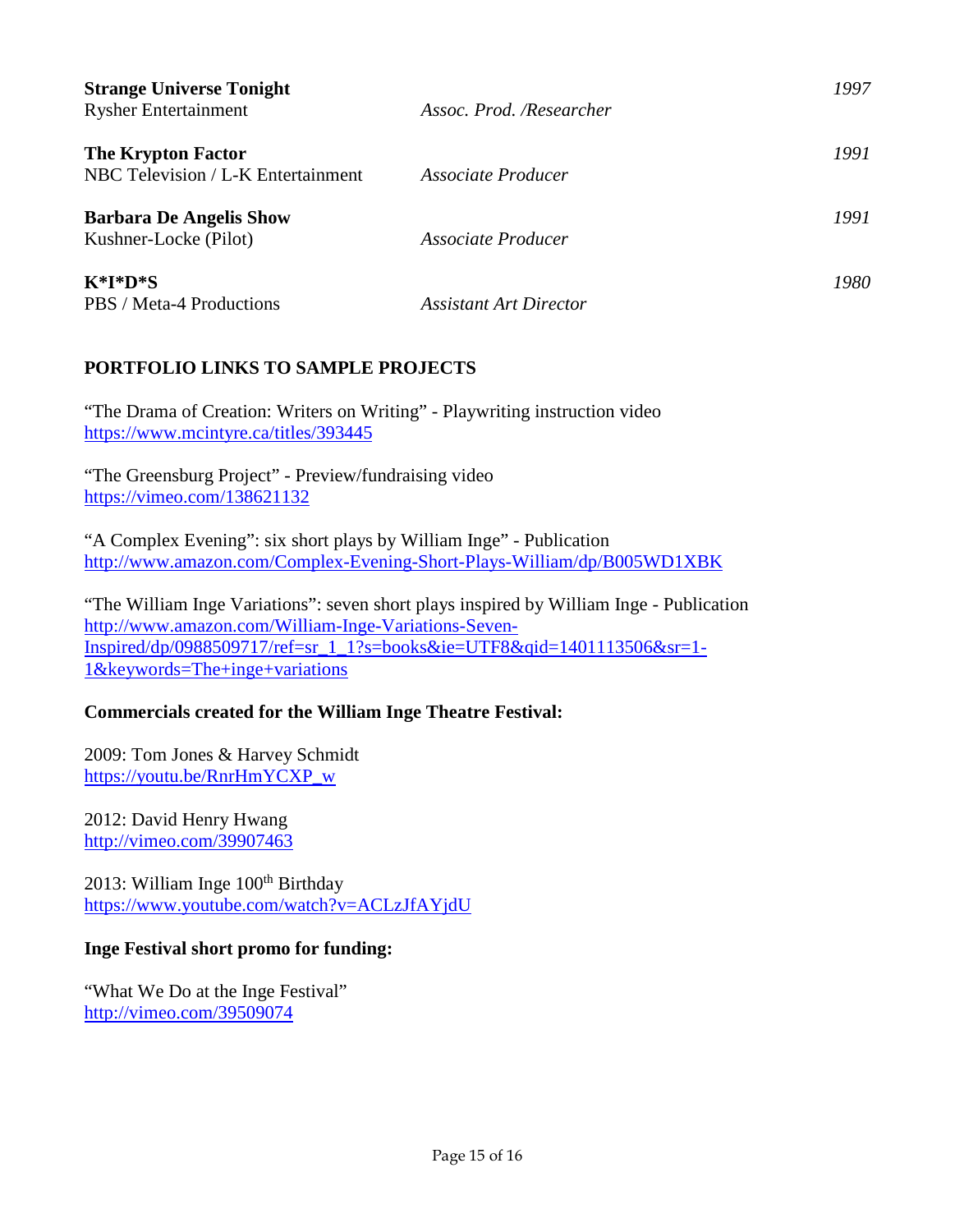**Strange Universe Tonight** — *1997*
Rysher Entertainment — *Assoc. Prod. /Researcher*

**The Krypton Factor** — *1991*
NBC Television / L-K Entertainment — *Associate Producer*

**Barbara De Angelis Show** — *1991*
Kushner-Locke (Pilot) — *Associate Producer*

**K*I*D*S** — *1980*
PBS / Meta-4 Productions — *Assistant Art Director*

## PORTFOLIO LINKS TO SAMPLE PROJECTS

"The Drama of Creation: Writers on Writing" - Playwriting instruction video
https://www.mcintyre.ca/titles/393445

"The Greensburg Project" - Preview/fundraising video
https://vimeo.com/138621132

"A Complex Evening": six short plays by William Inge" - Publication
http://www.amazon.com/Complex-Evening-Short-Plays-William/dp/B005WD1XBK

"The William Inge Variations": seven short plays inspired by William Inge - Publication
http://www.amazon.com/William-Inge-Variations-Seven-Inspired/dp/0988509717/ref=sr_1_1?s=books&ie=UTF8&qid=1401113506&sr=1-1&keywords=The+inge+variations

**Commercials created for the William Inge Theatre Festival:**

2009: Tom Jones & Harvey Schmidt
https://youtu.be/RnrHmYCXP_w

2012: David Henry Hwang
http://vimeo.com/39907463

2013: William Inge 100th Birthday
https://www.youtube.com/watch?v=ACLzJfAYjdU

**Inge Festival short promo for funding:**

"What We Do at the Inge Festival"
http://vimeo.com/39509074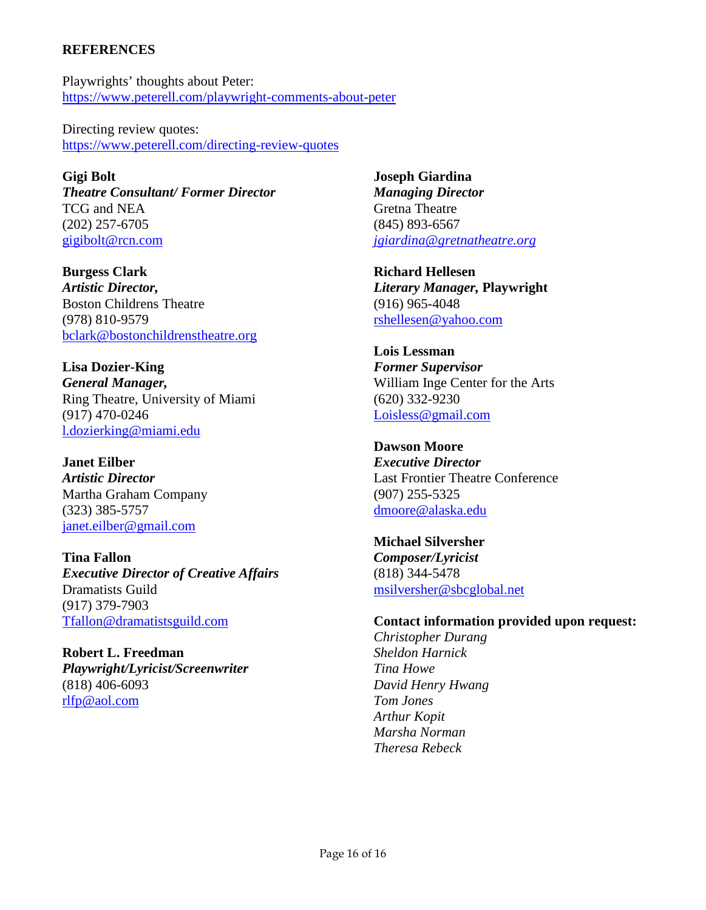## REFERENCES

Playwrights' thoughts about Peter:
https://www.peterell.com/playwright-comments-about-peter

Directing review quotes:
https://www.peterell.com/directing-review-quotes

**Gigi Bolt**
***Theatre Consultant/ Former Director***
TCG and NEA
(202) 257-6705
gigibolt@rcn.com

**Burgess Clark**
***Artistic Director,***
Boston Childrens Theatre
(978) 810-9579
bclark@bostonchildrenstheatre.org

**Lisa Dozier-King**
***General Manager,***
Ring Theatre, University of Miami
(917) 470-0246
l.dozierking@miami.edu

**Janet Eilber**
***Artistic Director***
Martha Graham Company
(323) 385-5757
janet.eilber@gmail.com

**Tina Fallon**
***Executive Director of Creative Affairs***
Dramatists Guild
(917) 379-7903
Tfallon@dramatistsguild.com

**Robert L. Freedman**
***Playwright/Lyricist/Screenwriter***
(818) 406-6093
rlfp@aol.com

**Joseph Giardina**
***Managing Director***
Gretna Theatre
(845) 893-6567
*jgiardina@gretnatheatre.org*

**Richard Hellesen**
***Literary Manager,* Playwright**
(916) 965-4048
rshellesen@yahoo.com

**Lois Lessman**
***Former Supervisor***
William Inge Center for the Arts
(620) 332-9230
Loisless@gmail.com

**Dawson Moore**
***Executive Director***
Last Frontier Theatre Conference
(907) 255-5325
dmoore@alaska.edu

**Michael Silversher**
***Composer/Lyricist***
(818) 344-5478
msilversher@sbcglobal.net

**Contact information provided upon request:**
*Christopher Durang*
*Sheldon Harnick*
*Tina Howe*
*David Henry Hwang*
*Tom Jones*
*Arthur Kopit*
*Marsha Norman*
*Theresa Rebeck*